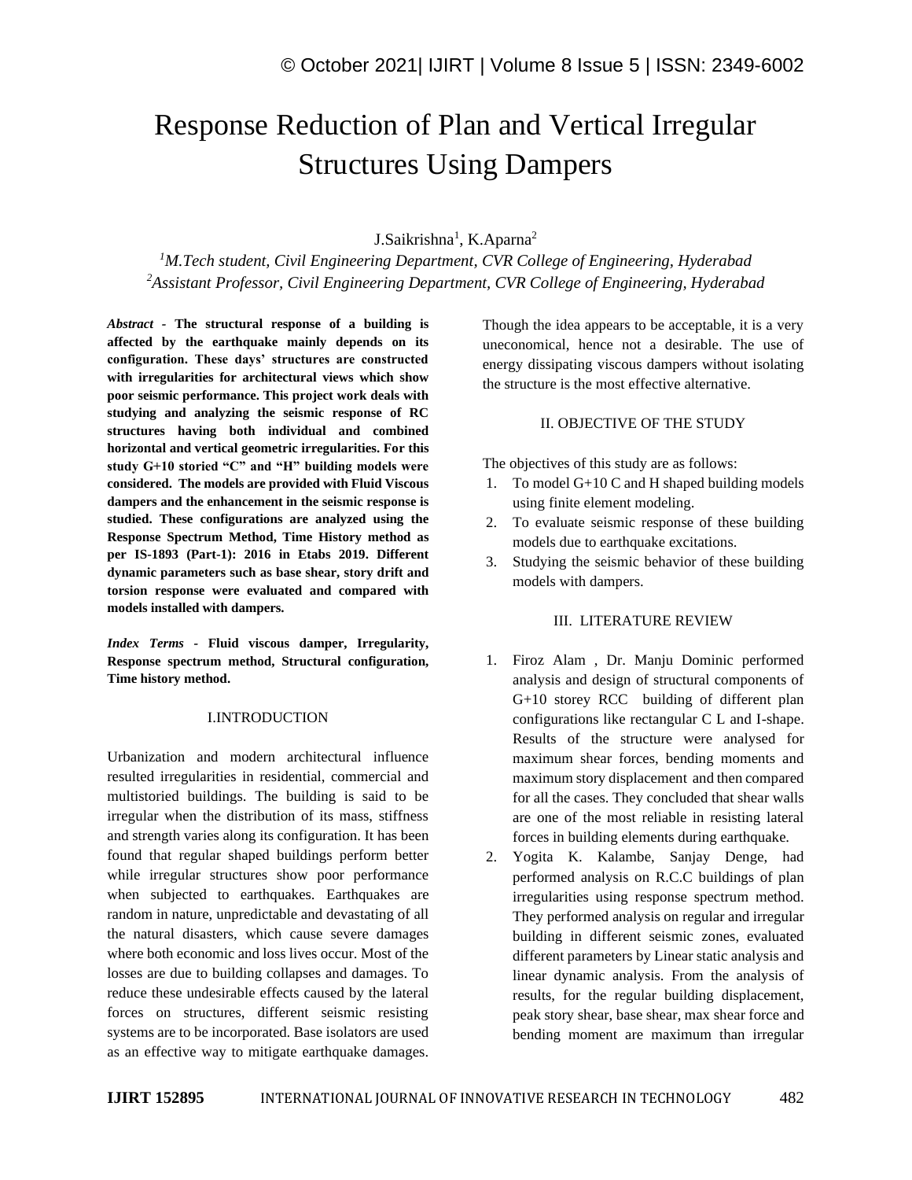# Response Reduction of Plan and Vertical Irregular Structures Using Dampers

J.Saikrishna[1], K.Aparna[2]

[1]*M.Tech student, Civil Engineering Department, CVR College of Engineering, Hyderabad*
[2]*Assistant Professor, Civil Engineering Department, CVR College of Engineering, Hyderabad*

*Abstract* - **The structural response of a building is affected by the earthquake mainly depends on its configuration. These days' structures are constructed with irregularities for architectural views which show poor seismic performance. This project work deals with studying and analyzing the seismic response of RC structures having both individual and combined horizontal and vertical geometric irregularities. For this study G+10 storied "C" and "H" building models were considered. The models are provided with Fluid Viscous dampers and the enhancement in the seismic response is studied. These configurations are analyzed using the Response Spectrum Method, Time History method as per IS-1893 (Part-1): 2016 in Etabs 2019. Different dynamic parameters such as base shear, story drift and torsion response were evaluated and compared with models installed with dampers.**

*Index Terms* - **Fluid viscous damper, Irregularity, Response spectrum method, Structural configuration, Time history method.**

## I.INTRODUCTION

Urbanization and modern architectural influence resulted irregularities in residential, commercial and multistoried buildings. The building is said to be irregular when the distribution of its mass, stiffness and strength varies along its configuration. It has been found that regular shaped buildings perform better while irregular structures show poor performance when subjected to earthquakes. Earthquakes are random in nature, unpredictable and devastating of all the natural disasters, which cause severe damages where both economic and loss lives occur. Most of the losses are due to building collapses and damages. To reduce these undesirable effects caused by the lateral forces on structures, different seismic resisting systems are to be incorporated. Base isolators are used as an effective way to mitigate earthquake damages. Though the idea appears to be acceptable, it is a very uneconomical, hence not a desirable. The use of energy dissipating viscous dampers without isolating the structure is the most effective alternative.

## II. OBJECTIVE OF THE STUDY

The objectives of this study are as follows:

1. To model G+10 C and H shaped building models using finite element modeling.
2. To evaluate seismic response of these building models due to earthquake excitations.
3. Studying the seismic behavior of these building models with dampers.

## III. LITERATURE REVIEW

1. Firoz Alam , Dr. Manju Dominic performed analysis and design of structural components of G+10 storey RCC building of different plan configurations like rectangular C L and I-shape. Results of the structure were analysed for maximum shear forces, bending moments and maximum story displacement and then compared for all the cases. They concluded that shear walls are one of the most reliable in resisting lateral forces in building elements during earthquake.
2. Yogita K. Kalambe, Sanjay Denge, had performed analysis on R.C.C buildings of plan irregularities using response spectrum method. They performed analysis on regular and irregular building in different seismic zones, evaluated different parameters by Linear static analysis and linear dynamic analysis. From the analysis of results, for the regular building displacement, peak story shear, base shear, max shear force and bending moment are maximum than irregular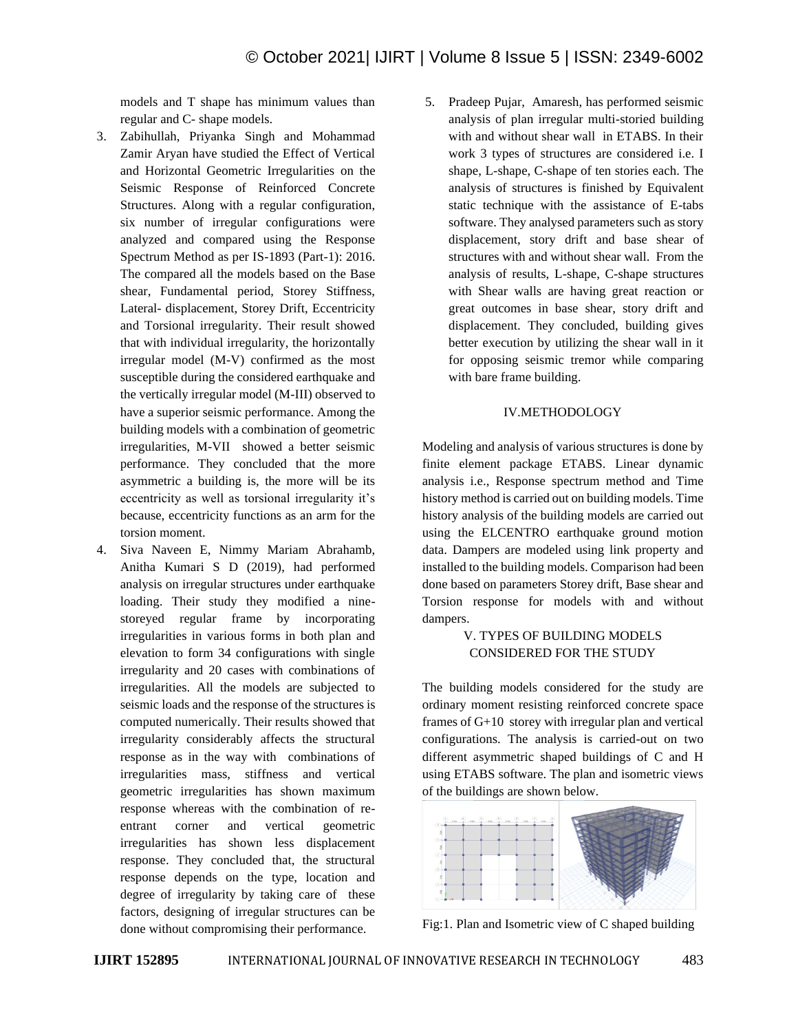models and T shape has minimum values than regular and C- shape models.

3. Zabihullah, Priyanka Singh and Mohammad Zamir Aryan have studied the Effect of Vertical and Horizontal Geometric Irregularities on the Seismic Response of Reinforced Concrete Structures. Along with a regular configuration, six number of irregular configurations were analyzed and compared using the Response Spectrum Method as per IS-1893 (Part-1): 2016. The compared all the models based on the Base shear, Fundamental period, Storey Stiffness, Lateral- displacement, Storey Drift, Eccentricity and Torsional irregularity. Their result showed that with individual irregularity, the horizontally irregular model (M-V) confirmed as the most susceptible during the considered earthquake and the vertically irregular model (M-III) observed to have a superior seismic performance. Among the building models with a combination of geometric irregularities, M-VII showed a better seismic performance. They concluded that the more asymmetric a building is, the more will be its eccentricity as well as torsional irregularity it's because, eccentricity functions as an arm for the torsion moment.
4. Siva Naveen E, Nimmy Mariam Abrahamb, Anitha Kumari S D (2019), had performed analysis on irregular structures under earthquake loading. Their study they modified a nine-storeyed regular frame by incorporating irregularities in various forms in both plan and elevation to form 34 configurations with single irregularity and 20 cases with combinations of irregularities. All the models are subjected to seismic loads and the response of the structures is computed numerically. Their results showed that irregularity considerably affects the structural response as in the way with combinations of irregularities mass, stiffness and vertical geometric irregularities has shown maximum response whereas with the combination of re-entrant corner and vertical geometric irregularities has shown less displacement response. They concluded that, the structural response depends on the type, location and degree of irregularity by taking care of these factors, designing of irregular structures can be done without compromising their performance.
5. Pradeep Pujar, Amaresh, has performed seismic analysis of plan irregular multi-storied building with and without shear wall in ETABS. In their work 3 types of structures are considered i.e. I shape, L-shape, C-shape of ten stories each. The analysis of structures is finished by Equivalent static technique with the assistance of E-tabs software. They analysed parameters such as story displacement, story drift and base shear of structures with and without shear wall. From the analysis of results, L-shape, C-shape structures with Shear walls are having great reaction or great outcomes in base shear, story drift and displacement. They concluded, building gives better execution by utilizing the shear wall in it for opposing seismic tremor while comparing with bare frame building.

## IV.METHODOLOGY

Modeling and analysis of various structures is done by finite element package ETABS. Linear dynamic analysis i.e., Response spectrum method and Time history method is carried out on building models. Time history analysis of the building models are carried out using the ELCENTRO earthquake ground motion data. Dampers are modeled using link property and installed to the building models. Comparison had been done based on parameters Storey drift, Base shear and Torsion response for models with and without dampers.

## V. TYPES OF BUILDING MODELS CONSIDERED FOR THE STUDY

The building models considered for the study are ordinary moment resisting reinforced concrete space frames of G+10 storey with irregular plan and vertical configurations. The analysis is carried-out on two different asymmetric shaped buildings of C and H using ETABS software. The plan and isometric views of the buildings are shown below.

Fig:1. Plan and Isometric view of C shaped building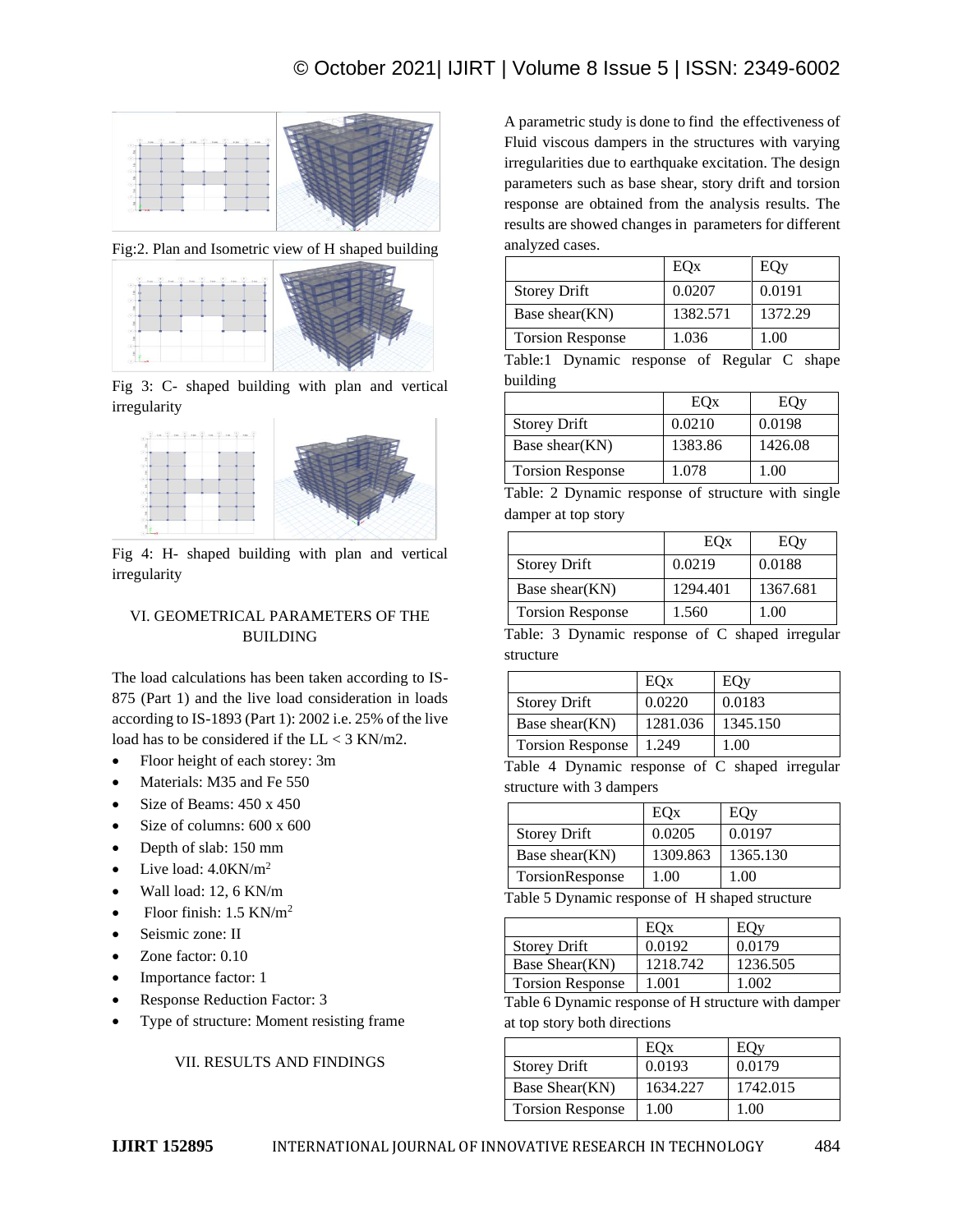Fig:2. Plan and Isometric view of H shaped building

Fig 3: C- shaped building with plan and vertical irregularity

Fig 4: H- shaped building with plan and vertical irregularity

## VI. GEOMETRICAL PARAMETERS OF THE BUILDING

The load calculations has been taken according to IS-875 (Part 1) and the live load consideration in loads according to IS-1893 (Part 1): 2002 i.e. 25% of the live load has to be considered if the LL < 3 KN/m2.

- Floor height of each storey: 3m
- Materials: M35 and Fe 550
- Size of Beams: 450 x 450
- Size of columns: 600 x 600
- Depth of slab: 150 mm
- Live load: 4.0KN/m$^2$
- Wall load: 12, 6 KN/m
- Floor finish: 1.5 KN/m$^2$
- Seismic zone: II
- Zone factor: 0.10
- Importance factor: 1
- Response Reduction Factor: 3
- Type of structure: Moment resisting frame

## VII. RESULTS AND FINDINGS

A parametric study is done to find the effectiveness of Fluid viscous dampers in the structures with varying irregularities due to earthquake excitation. The design parameters such as base shear, story drift and torsion response are obtained from the analysis results. The results are showed changes in parameters for different analyzed cases.

| | EQx | EQy |
|---|---|---|
| Storey Drift | 0.0207 | 0.0191 |
| Base shear(KN) | 1382.571 | 1372.29 |
| Torsion Response | 1.036 | 1.00 |

Table:1 Dynamic response of Regular C shape building

| | EQx | EQy |
|---|---|---|
| Storey Drift | 0.0210 | 0.0198 |
| Base shear(KN) | 1383.86 | 1426.08 |
| Torsion Response | 1.078 | 1.00 |

Table: 2 Dynamic response of structure with single damper at top story

| | EQx | EQy |
|---|---|---|
| Storey Drift | 0.0219 | 0.0188 |
| Base shear(KN) | 1294.401 | 1367.681 |
| Torsion Response | 1.560 | 1.00 |

Table: 3 Dynamic response of C shaped irregular structure

| | EQx | EQy |
|---|---|---|
| Storey Drift | 0.0220 | 0.0183 |
| Base shear(KN) | 1281.036 | 1345.150 |
| Torsion Response | 1.249 | 1.00 |

Table 4 Dynamic response of C shaped irregular structure with 3 dampers

| | EQx | EQy |
|---|---|---|
| Storey Drift | 0.0205 | 0.0197 |
| Base shear(KN) | 1309.863 | 1365.130 |
| TorsionResponse | 1.00 | 1.00 |

Table 5 Dynamic response of H shaped structure

| | EQx | EQy |
|---|---|---|
| Storey Drift | 0.0192 | 0.0179 |
| Base Shear(KN) | 1218.742 | 1236.505 |
| Torsion Response | 1.001 | 1.002 |

Table 6 Dynamic response of H structure with damper at top story both directions

| | EQx | EQy |
|---|---|---|
| Storey Drift | 0.0193 | 0.0179 |
| Base Shear(KN) | 1634.227 | 1742.015 |
| Torsion Response | 1.00 | 1.00 |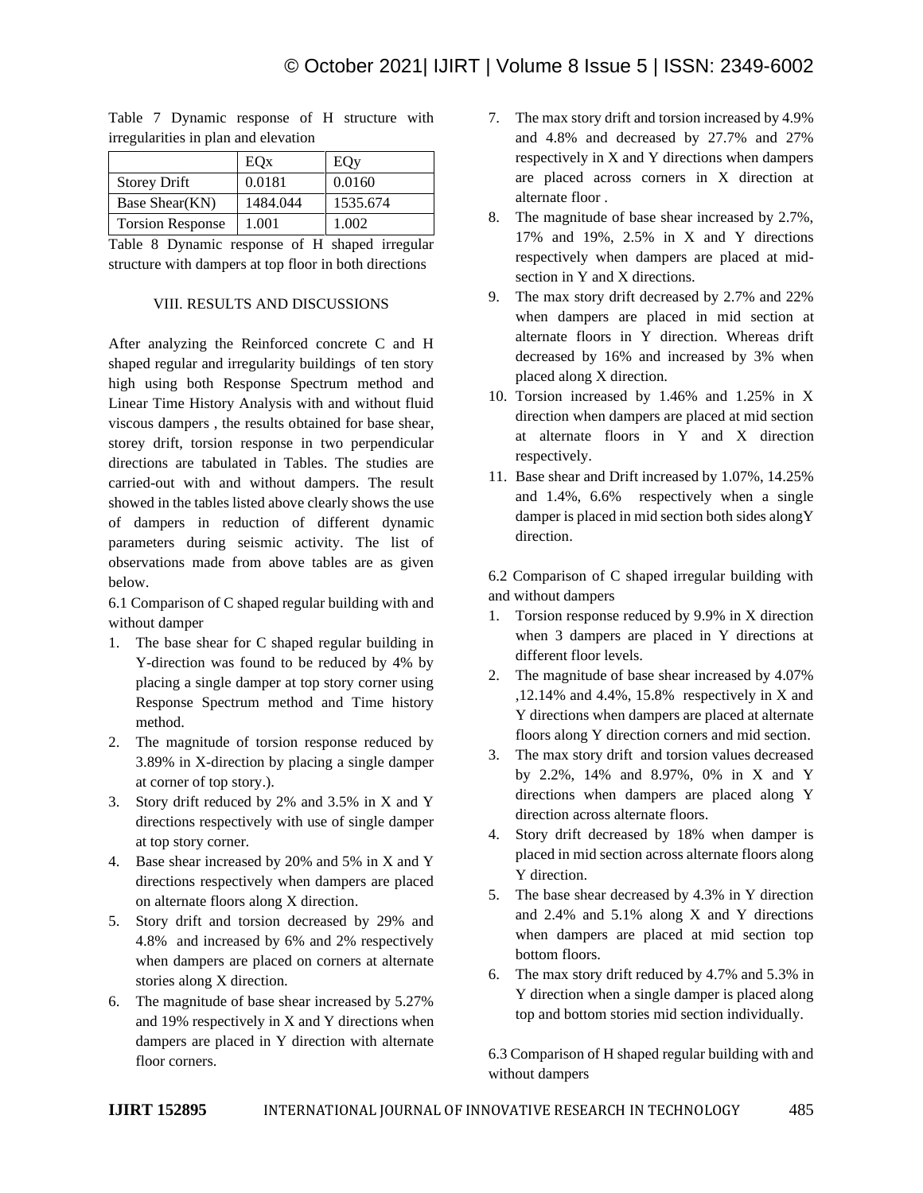Table 7 Dynamic response of H structure with irregularities in plan and elevation

| | EQx | EQy |
|---|---|---|
| Storey Drift | 0.0181 | 0.0160 |
| Base Shear(KN) | 1484.044 | 1535.674 |
| Torsion Response | 1.001 | 1.002 |

Table 8 Dynamic response of H shaped irregular structure with dampers at top floor in both directions

## VIII. RESULTS AND DISCUSSIONS

After analyzing the Reinforced concrete C and H shaped regular and irregularity buildings of ten story high using both Response Spectrum method and Linear Time History Analysis with and without fluid viscous dampers , the results obtained for base shear, storey drift, torsion response in two perpendicular directions are tabulated in Tables. The studies are carried-out with and without dampers. The result showed in the tables listed above clearly shows the use of dampers in reduction of different dynamic parameters during seismic activity. The list of observations made from above tables are as given below.

### 6.1 Comparison of C shaped regular building with and without damper

1. The base shear for C shaped regular building in Y-direction was found to be reduced by 4% by placing a single damper at top story corner using Response Spectrum method and Time history method.
2. The magnitude of torsion response reduced by 3.89% in X-direction by placing a single damper at corner of top story.).
3. Story drift reduced by 2% and 3.5% in X and Y directions respectively with use of single damper at top story corner.
4. Base shear increased by 20% and 5% in X and Y directions respectively when dampers are placed on alternate floors along X direction.
5. Story drift and torsion decreased by 29% and 4.8% and increased by 6% and 2% respectively when dampers are placed on corners at alternate stories along X direction.
6. The magnitude of base shear increased by 5.27% and 19% respectively in X and Y directions when dampers are placed in Y direction with alternate floor corners.
7. The max story drift and torsion increased by 4.9% and 4.8% and decreased by 27.7% and 27% respectively in X and Y directions when dampers are placed across corners in X direction at alternate floor .
8. The magnitude of base shear increased by 2.7%, 17% and 19%, 2.5% in X and Y directions respectively when dampers are placed at mid-section in Y and X directions.
9. The max story drift decreased by 2.7% and 22% when dampers are placed in mid section at alternate floors in Y direction. Whereas drift decreased by 16% and increased by 3% when placed along X direction.
10. Torsion increased by 1.46% and 1.25% in X direction when dampers are placed at mid section at alternate floors in Y and X direction respectively.
11. Base shear and Drift increased by 1.07%, 14.25% and 1.4%, 6.6% respectively when a single damper is placed in mid section both sides alongY direction.

### 6.2 Comparison of C shaped irregular building with and without dampers

1. Torsion response reduced by 9.9% in X direction when 3 dampers are placed in Y directions at different floor levels.
2. The magnitude of base shear increased by 4.07% ,12.14% and 4.4%, 15.8% respectively in X and Y directions when dampers are placed at alternate floors along Y direction corners and mid section.
3. The max story drift and torsion values decreased by 2.2%, 14% and 8.97%, 0% in X and Y directions when dampers are placed along Y direction across alternate floors.
4. Story drift decreased by 18% when damper is placed in mid section across alternate floors along Y direction.
5. The base shear decreased by 4.3% in Y direction and 2.4% and 5.1% along X and Y directions when dampers are placed at mid section top bottom floors.
6. The max story drift reduced by 4.7% and 5.3% in Y direction when a single damper is placed along top and bottom stories mid section individually.

### 6.3 Comparison of H shaped regular building with and without dampers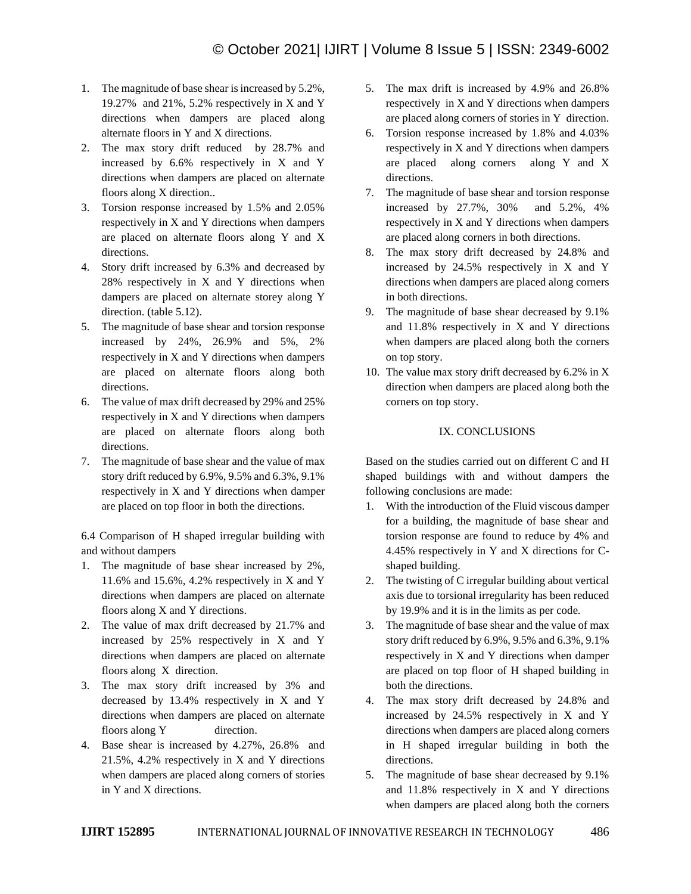1. The magnitude of base shear is increased by 5.2%, 19.27% and 21%, 5.2% respectively in X and Y directions when dampers are placed along alternate floors in Y and X directions.
2. The max story drift reduced by 28.7% and increased by 6.6% respectively in X and Y directions when dampers are placed on alternate floors along X direction..
3. Torsion response increased by 1.5% and 2.05% respectively in X and Y directions when dampers are placed on alternate floors along Y and X directions.
4. Story drift increased by 6.3% and decreased by 28% respectively in X and Y directions when dampers are placed on alternate storey along Y direction. (table 5.12).
5. The magnitude of base shear and torsion response increased by 24%, 26.9% and 5%, 2% respectively in X and Y directions when dampers are placed on alternate floors along both directions.
6. The value of max drift decreased by 29% and 25% respectively in X and Y directions when dampers are placed on alternate floors along both directions.
7. The magnitude of base shear and the value of max story drift reduced by 6.9%, 9.5% and 6.3%, 9.1% respectively in X and Y directions when damper are placed on top floor in both the directions.

6.4 Comparison of H shaped irregular building with and without dampers

1. The magnitude of base shear increased by 2%, 11.6% and 15.6%, 4.2% respectively in X and Y directions when dampers are placed on alternate floors along X and Y directions.
2. The value of max drift decreased by 21.7% and increased by 25% respectively in X and Y directions when dampers are placed on alternate floors along X direction.
3. The max story drift increased by 3% and decreased by 13.4% respectively in X and Y directions when dampers are placed on alternate floors along Y direction.
4. Base shear is increased by 4.27%, 26.8% and 21.5%, 4.2% respectively in X and Y directions when dampers are placed along corners of stories in Y and X directions.
5. The max drift is increased by 4.9% and 26.8% respectively in X and Y directions when dampers are placed along corners of stories in Y direction.
6. Torsion response increased by 1.8% and 4.03% respectively in X and Y directions when dampers are placed along corners along Y and X directions.
7. The magnitude of base shear and torsion response increased by 27.7%, 30% and 5.2%, 4% respectively in X and Y directions when dampers are placed along corners in both directions.
8. The max story drift decreased by 24.8% and increased by 24.5% respectively in X and Y directions when dampers are placed along corners in both directions.
9. The magnitude of base shear decreased by 9.1% and 11.8% respectively in X and Y directions when dampers are placed along both the corners on top story.
10. The value max story drift decreased by 6.2% in X direction when dampers are placed along both the corners on top story.

## IX. CONCLUSIONS

Based on the studies carried out on different C and H shaped buildings with and without dampers the following conclusions are made:

1. With the introduction of the Fluid viscous damper for a building, the magnitude of base shear and torsion response are found to reduce by 4% and 4.45% respectively in Y and X directions for C-shaped building.
2. The twisting of C irregular building about vertical axis due to torsional irregularity has been reduced by 19.9% and it is in the limits as per code.
3. The magnitude of base shear and the value of max story drift reduced by 6.9%, 9.5% and 6.3%, 9.1% respectively in X and Y directions when damper are placed on top floor of H shaped building in both the directions.
4. The max story drift decreased by 24.8% and increased by 24.5% respectively in X and Y directions when dampers are placed along corners in H shaped irregular building in both the directions.
5. The magnitude of base shear decreased by 9.1% and 11.8% respectively in X and Y directions when dampers are placed along both the corners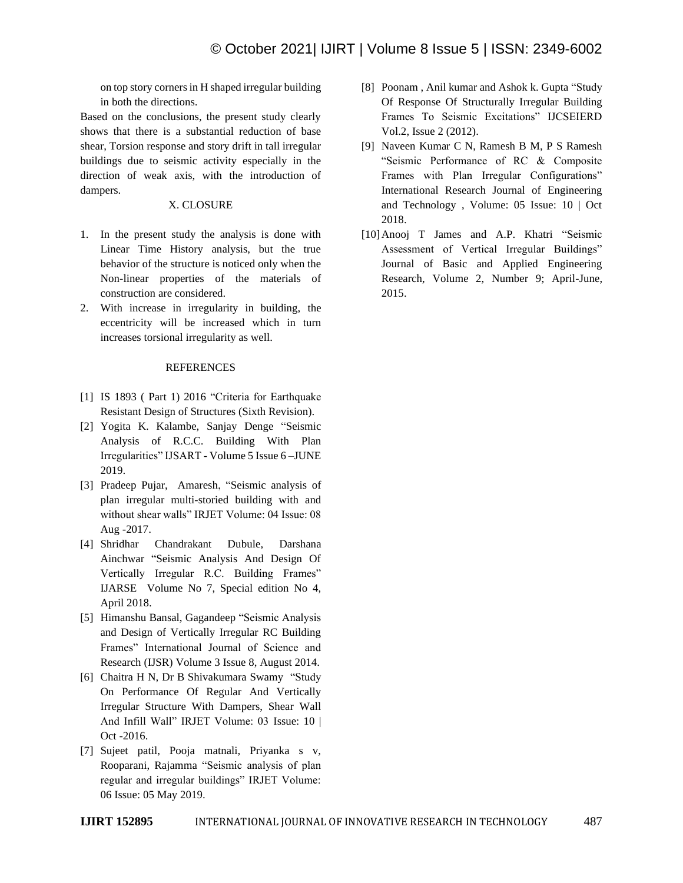on top story corners in H shaped irregular building in both the directions.

Based on the conclusions, the present study clearly shows that there is a substantial reduction of base shear, Torsion response and story drift in tall irregular buildings due to seismic activity especially in the direction of weak axis, with the introduction of dampers.

## X. CLOSURE

1. In the present study the analysis is done with Linear Time History analysis, but the true behavior of the structure is noticed only when the Non-linear properties of the materials of construction are considered.
2. With increase in irregularity in building, the eccentricity will be increased which in turn increases torsional irregularity as well.

## REFERENCES

[1] IS 1893 ( Part 1) 2016 "Criteria for Earthquake Resistant Design of Structures (Sixth Revision).

[2] Yogita K. Kalambe, Sanjay Denge "Seismic Analysis of R.C.C. Building With Plan Irregularities" IJSART - Volume 5 Issue 6 –JUNE 2019.

[3] Pradeep Pujar, Amaresh, "Seismic analysis of plan irregular multi-storied building with and without shear walls" IRJET Volume: 04 Issue: 08 Aug -2017.

[4] Shridhar Chandrakant Dubule, Darshana Ainchwar "Seismic Analysis And Design Of Vertically Irregular R.C. Building Frames" IJARSE Volume No 7, Special edition No 4, April 2018.

[5] Himanshu Bansal, Gagandeep "Seismic Analysis and Design of Vertically Irregular RC Building Frames" International Journal of Science and Research (IJSR) Volume 3 Issue 8, August 2014.

[6] Chaitra H N, Dr B Shivakumara Swamy "Study On Performance Of Regular And Vertically Irregular Structure With Dampers, Shear Wall And Infill Wall" IRJET Volume: 03 Issue: 10 | Oct -2016.

[7] Sujeet patil, Pooja matnali, Priyanka s v, Rooparani, Rajamma "Seismic analysis of plan regular and irregular buildings" IRJET Volume: 06 Issue: 05 May 2019.

[8] Poonam , Anil kumar and Ashok k. Gupta "Study Of Response Of Structurally Irregular Building Frames To Seismic Excitations" IJCSEIERD Vol.2, Issue 2 (2012).

[9] Naveen Kumar C N, Ramesh B M, P S Ramesh "Seismic Performance of RC & Composite Frames with Plan Irregular Configurations" International Research Journal of Engineering and Technology , Volume: 05 Issue: 10 | Oct 2018.

[10] Anooj T James and A.P. Khatri "Seismic Assessment of Vertical Irregular Buildings" Journal of Basic and Applied Engineering Research, Volume 2, Number 9; April-June, 2015.